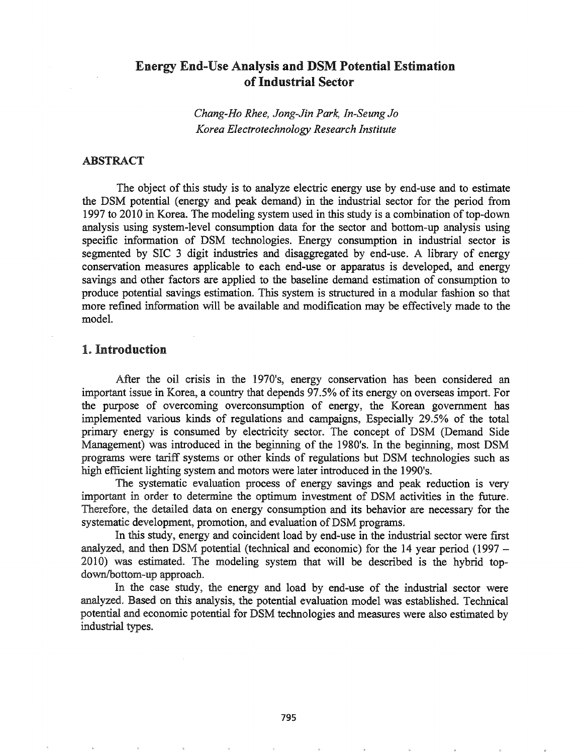# Energy End-Use Analysis and DSM Potential Estimation of Industrial Sector

*Chang-Ho Rhee, Jong-Jin Park, In-Seung Jo*
*Korea Electrotechnology Research Institute*

## ABSTRACT

The object of this study is to analyze electric energy use by end-use and to estimate the DSM potential (energy and peak demand) in the industrial sector for the period from 1997 to 2010 in Korea. The modeling system used in this study is a combination of top-down analysis using system-level consumption data for the sector and bottom-up analysis using specific information of DSM technologies. Energy consumption in industrial sector is segmented by SIC 3 digit industries and disaggregated by end-use. A library of energy conservation measures applicable to each end-use or apparatus is developed, and energy savings and other factors are applied to the baseline demand estimation of consumption to produce potential savings estimation. This system is structured in a modular fashion so that more refined information will be available and modification may be effectively made to the model.

## 1. Introduction

After the oil crisis in the 1970's, energy conservation has been considered an important issue in Korea, a country that depends 97.5% of its energy on overseas import. For the purpose of overcoming overconsumption of energy, the Korean government has implemented various kinds of regulations and campaigns, Especially 29.5% of the total primary energy is consumed by electricity sector. The concept of DSM (Demand Side Management) was introduced in the beginning of the 1980's. In the beginning, most DSM programs were tariff systems or other kinds of regulations but DSM technologies such as high efficient lighting system and motors were later introduced in the 1990's.

The systematic evaluation process of energy savings and peak reduction is very important in order to determine the optimum investment of DSM activities in the future. Therefore, the detailed data on energy consumption and its behavior are necessary for the systematic development, promotion, and evaluation of DSM programs.

In this study, energy and coincident load by end-use in the industrial sector were first analyzed, and then DSM potential (technical and economic) for the 14 year period (1997 – 2010) was estimated. The modeling system that will be described is the hybrid top-down/bottom-up approach.

In the case study, the energy and load by end-use of the industrial sector were analyzed. Based on this analysis, the potential evaluation model was established. Technical potential and economic potential for DSM technologies and measures were also estimated by industrial types.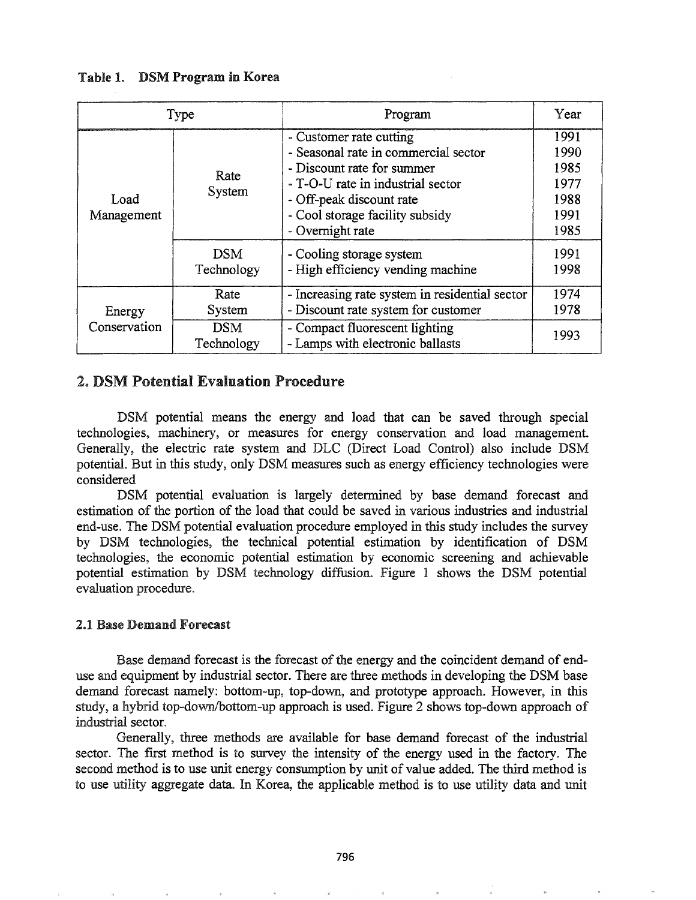**Table 1. DSM Program in Korea**

| Type | | Program | Year |
|---|---|---|---|
| Load Management | Rate System | - Customer rate cutting | 1991 |
| | | - Seasonal rate in commercial sector | 1990 |
| | | - Discount rate for summer | 1985 |
| | | - T-O-U rate in industrial sector | 1977 |
| | | - Off-peak discount rate | 1988 |
| | | - Cool storage facility subsidy | 1991 |
| | | - Overnight rate | 1985 |
| | DSM Technology | - Cooling storage system | 1991 |
| | | - High efficiency vending machine | 1998 |
| Energy Conservation | Rate System | - Increasing rate system in residential sector | 1974 |
| | | - Discount rate system for customer | 1978 |
| | DSM Technology | - Compact fluorescent lighting<br>- Lamps with electronic ballasts | 1993 |

## 2. DSM Potential Evaluation Procedure

DSM potential means the energy and load that can be saved through special technologies, machinery, or measures for energy conservation and load management. Generally, the electric rate system and DLC (Direct Load Control) also include DSM potential. But in this study, only DSM measures such as energy efficiency technologies were considered

DSM potential evaluation is largely determined by base demand forecast and estimation of the portion of the load that could be saved in various industries and industrial end-use. The DSM potential evaluation procedure employed in this study includes the survey by DSM technologies, the technical potential estimation by identification of DSM technologies, the economic potential estimation by economic screening and achievable potential estimation by DSM technology diffusion. Figure 1 shows the DSM potential evaluation procedure.

### 2.1 Base Demand Forecast

Base demand forecast is the forecast of the energy and the coincident demand of end-use and equipment by industrial sector. There are three methods in developing the DSM base demand forecast namely: bottom-up, top-down, and prototype approach. However, in this study, a hybrid top-down/bottom-up approach is used. Figure 2 shows top-down approach of industrial sector.

Generally, three methods are available for base demand forecast of the industrial sector. The first method is to survey the intensity of the energy used in the factory. The second method is to use unit energy consumption by unit of value added. The third method is to use utility aggregate data. In Korea, the applicable method is to use utility data and unit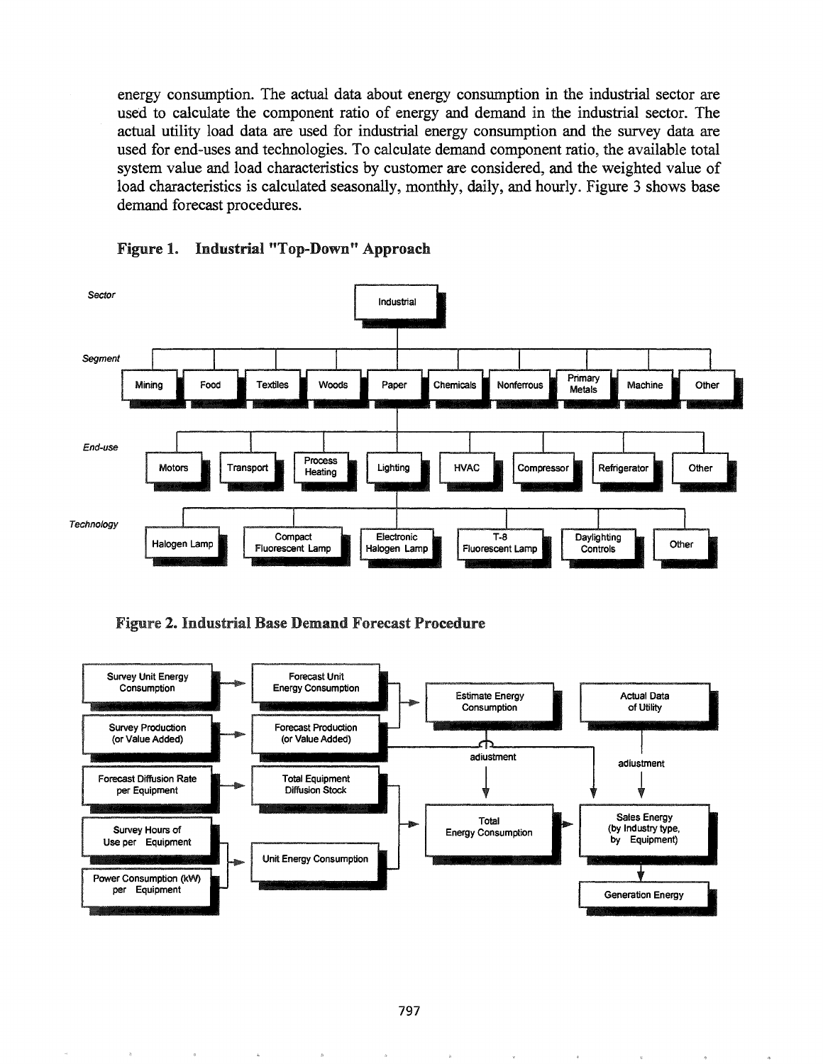energy consumption. The actual data about energy consumption in the industrial sector are used to calculate the component ratio of energy and demand in the industrial sector. The actual utility load data are used for industrial energy consumption and the survey data are used for end-uses and technologies. To calculate demand component ratio, the available total system value and load characteristics by customer are considered, and the weighted value of load characteristics is calculated seasonally, monthly, daily, and hourly. Figure 3 shows base demand forecast procedures.

**Figure 1. Industrial "Top-Down" Approach**

*Sector*

Industrial

*Segment*

Mining | Food | Textiles | Woods | Paper | Chemicals | Nonferrous | Primary Metals | Machine | Other

*End-use*

Motors | Transport | Process Heating | Lighting | HVAC | Compressor | Refrigerator | Other

*Technology*

Halogen Lamp | Compact Fluorescent Lamp | Electronic Halogen Lamp | T-8 Fluorescent Lamp | Daylighting Controls | Other

**Figure 2. Industrial Base Demand Forecast Procedure**

Survey Unit Energy Consumption → Forecast Unit Energy Consumption

Survey Production (or Value Added) → Forecast Production (or Value Added)

Forecast Unit Energy Consumption, Forecast Production (or Value Added) → Estimate Energy Consumption

Forecast Diffusion Rate per Equipment → Total Equipment Diffusion Stock

Survey Hours of Use per Equipment, Power Consumption (kW) per Equipment → Unit Energy Consumption

Total Equipment Diffusion Stock, Unit Energy Consumption → Total Energy Consumption

Estimate Energy Consumption → adjustment → Total Energy Consumption

Actual Data of Utility → adjustment → Sales Energy (by Industry type, by Equipment)

Total Energy Consumption → Sales Energy (by Industry type, by Equipment) → Generation Energy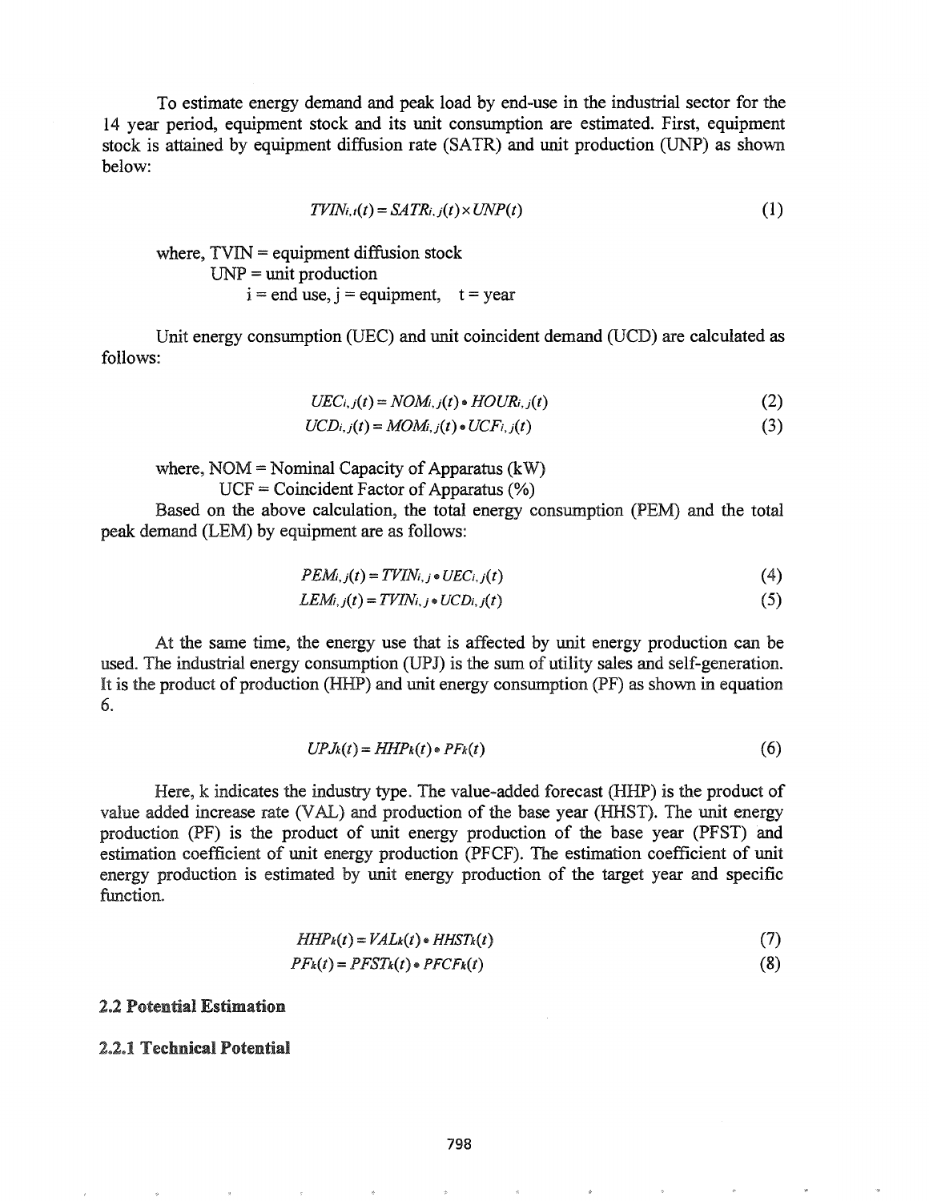To estimate energy demand and peak load by end-use in the industrial sector for the 14 year period, equipment stock and its unit consumption are estimated. First, equipment stock is attained by equipment diffusion rate (SATR) and unit production (UNP) as shown below:

$$TVIN_{i,t}(t) = SATR_{i,j}(t) \times UNP(t) \tag{1}$$

where, TVIN = equipment diffusion stock
UNP = unit production
i = end use, j = equipment, t = year

Unit energy consumption (UEC) and unit coincident demand (UCD) are calculated as follows:

$$UEC_{i,j}(t) = NOM_{i,j}(t) \bullet HOUR_{i,j}(t) \tag{2}$$

$$UCD_{i,j}(t) = MOM_{i,j}(t) \bullet UCF_{i,j}(t) \tag{3}$$

where, NOM = Nominal Capacity of Apparatus (kW)
UCF = Coincident Factor of Apparatus (%)

Based on the above calculation, the total energy consumption (PEM) and the total peak demand (LEM) by equipment are as follows:

$$PEM_{i,j}(t) = TVIN_{i,j} \bullet UEC_{i,j}(t) \tag{4}$$

$$LEM_{i,j}(t) = TVIN_{i,j} \bullet UCD_{i,j}(t) \tag{5}$$

At the same time, the energy use that is affected by unit energy production can be used. The industrial energy consumption (UPJ) is the sum of utility sales and self-generation. It is the product of production (HHP) and unit energy consumption (PF) as shown in equation 6.

$$UPJ_{k}(t) = HHP_{k}(t) \bullet PF_{k}(t) \tag{6}$$

Here, k indicates the industry type. The value-added forecast (HHP) is the product of value added increase rate (VAL) and production of the base year (HHST). The unit energy production (PF) is the product of unit energy production of the base year (PFST) and estimation coefficient of unit energy production (PFCF). The estimation coefficient of unit energy production is estimated by unit energy production of the target year and specific function.

$$HHP_{k}(t) = VAL_{k}(t) \bullet HHST_{k}(t) \tag{7}$$

$$PF_{k}(t) = PFST_{k}(t) \bullet PFCF_{k}(t) \tag{8}$$

### 2.2 Potential Estimation

#### 2.2.1 Technical Potential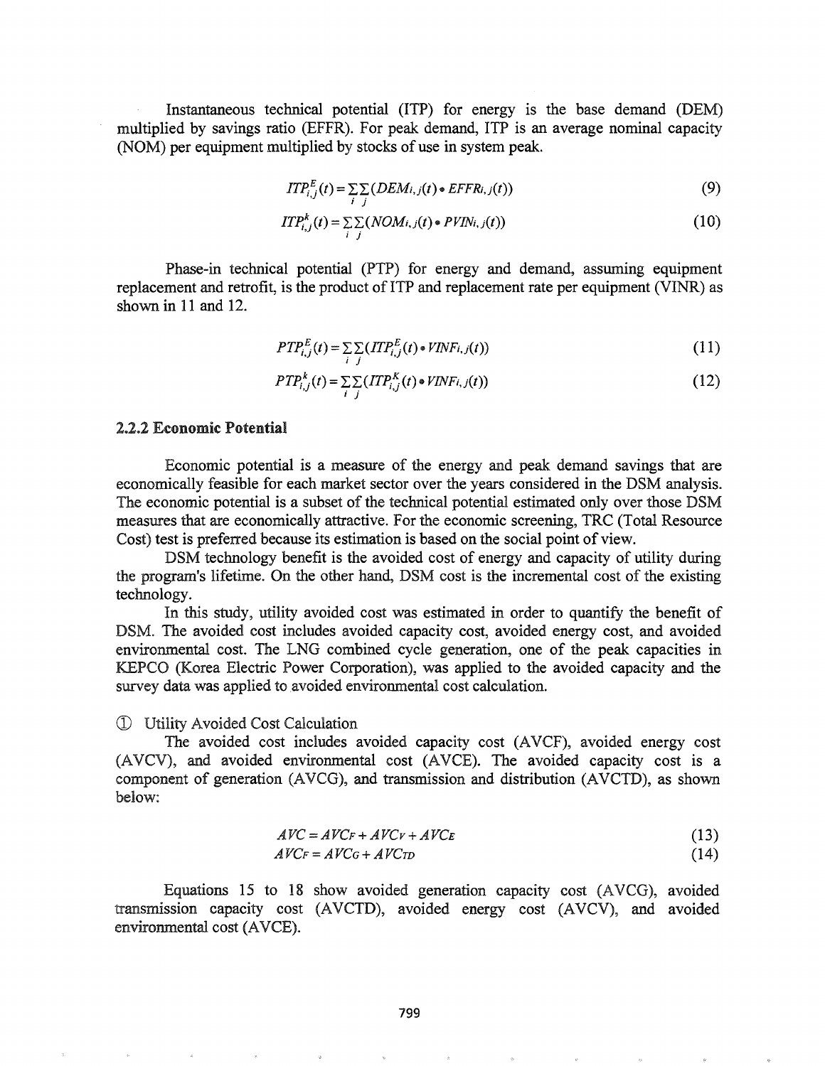Instantaneous technical potential (ITP) for energy is the base demand (DEM) multiplied by savings ratio (EFFR). For peak demand, ITP is an average nominal capacity (NOM) per equipment multiplied by stocks of use in system peak.

$$ITP_{i,j}^{E}(t) = \sum_{i}\sum_{j}(DEM_{i,j}(t) \bullet EFFR_{i,j}(t)) \tag{9}$$

$$ITP_{i,j}^{k}(t) = \sum_{i}\sum_{j}(NOM_{i,j}(t) \bullet PVIN_{i,j}(t)) \tag{10}$$

Phase-in technical potential (PTP) for energy and demand, assuming equipment replacement and retrofit, is the product of ITP and replacement rate per equipment (VINR) as shown in 11 and 12.

$$PTP_{i,j}^{E}(t) = \sum_{i}\sum_{j}(ITP_{i,j}^{E}(t) \bullet VINF_{i,j}(t)) \tag{11}$$

$$PTP_{i,j}^{k}(t) = \sum_{i}\sum_{j}(ITP_{i,j}^{K}(t) \bullet VINF_{i,j}(t)) \tag{12}$$

### 2.2.2 Economic Potential

Economic potential is a measure of the energy and peak demand savings that are economically feasible for each market sector over the years considered in the DSM analysis. The economic potential is a subset of the technical potential estimated only over those DSM measures that are economically attractive. For the economic screening, TRC (Total Resource Cost) test is preferred because its estimation is based on the social point of view.

DSM technology benefit is the avoided cost of energy and capacity of utility during the program's lifetime. On the other hand, DSM cost is the incremental cost of the existing technology.

In this study, utility avoided cost was estimated in order to quantify the benefit of DSM. The avoided cost includes avoided capacity cost, avoided energy cost, and avoided environmental cost. The LNG combined cycle generation, one of the peak capacities in KEPCO (Korea Electric Power Corporation), was applied to the avoided capacity and the survey data was applied to avoided environmental cost calculation.

① Utility Avoided Cost Calculation

The avoided cost includes avoided capacity cost (AVCF), avoided energy cost (AVCV), and avoided environmental cost (AVCE). The avoided capacity cost is a component of generation (AVCG), and transmission and distribution (AVCTD), as shown below:

$$AVC = AVC_F + AVC_V + AVC_E \tag{13}$$

$$AVC_F = AVC_G + AVC_{TD} \tag{14}$$

Equations 15 to 18 show avoided generation capacity cost (AVCG), avoided transmission capacity cost (AVCTD), avoided energy cost (AVCV), and avoided environmental cost (AVCE).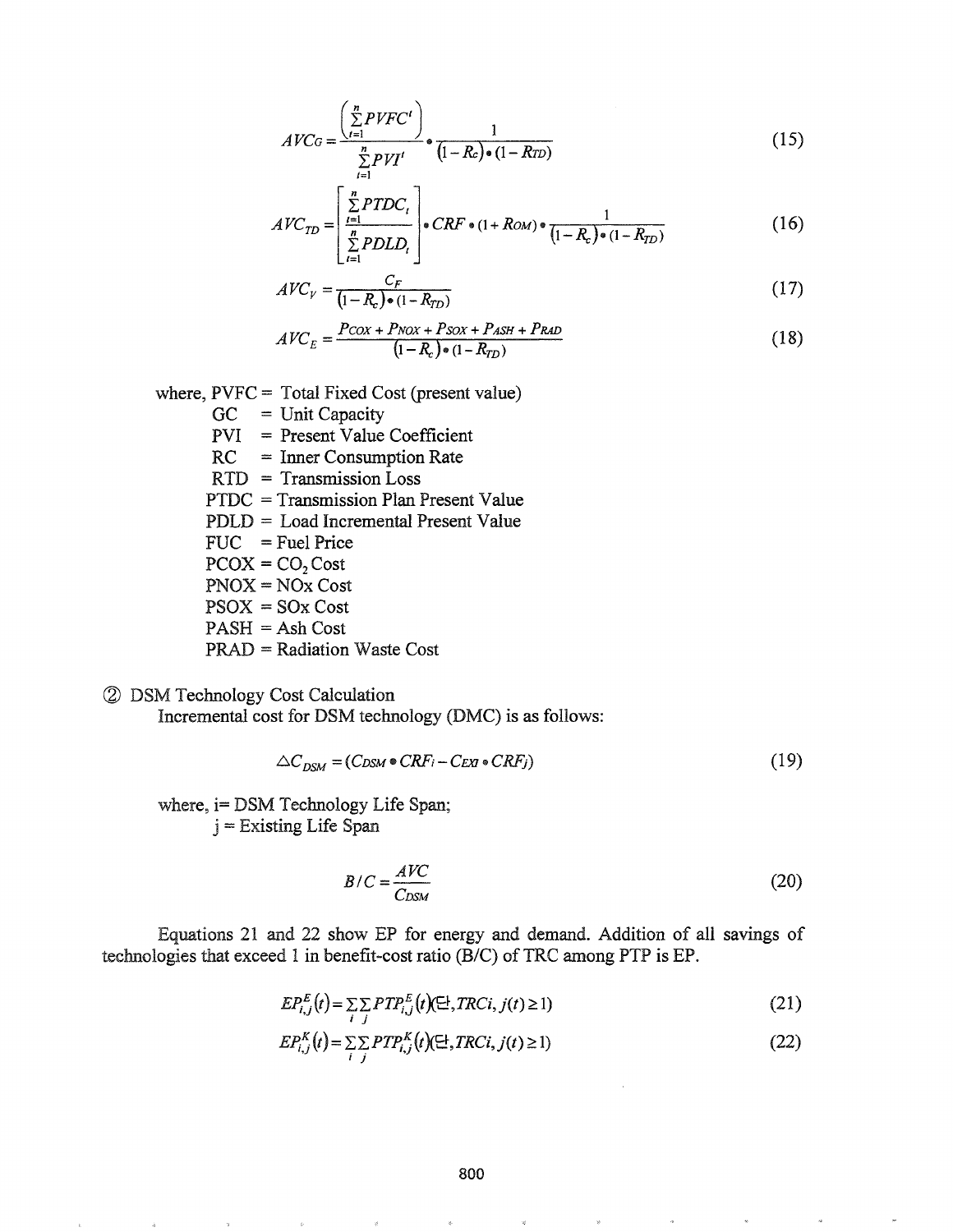$$AVC_G = \frac{\left(\sum_{t=1}^{n} PVFC^t\right)}{\sum_{t=1}^{n} PVI^t} \bullet \frac{1}{(1-R_C)\bullet(1-R_{TD})} \tag{15}$$

$$AVC_{TD} = \left[\frac{\sum_{t=1}^{n} PTDC_t}{\sum_{t=1}^{n} PDLD_t}\right] \bullet CRF \bullet (1+R_{OM}) \bullet \frac{1}{(1-R_c)\bullet(1-R_{TD})} \tag{16}$$

$$AVC_V = \frac{C_F}{(1-R_c)\bullet(1-R_{TD})} \tag{17}$$

$$AVC_E = \frac{P_{COX} + P_{NOX} + P_{SOX} + P_{ASH} + P_{RAD}}{(1-R_c)\bullet(1-R_{TD})} \tag{18}$$

where, PVFC = Total Fixed Cost (present value)
GC = Unit Capacity
PVI = Present Value Coefficient
RC = Inner Consumption Rate
RTD = Transmission Loss
PTDC = Transmission Plan Present Value
PDLD = Load Incremental Present Value
FUC = Fuel Price
PCOX = $CO_2$ Cost
PNOX = NOx Cost
PSOX = SOx Cost
PASH = Ash Cost
PRAD = Radiation Waste Cost

② DSM Technology Cost Calculation

Incremental cost for DSM technology (DMC) is as follows:

$$\triangle C_{DSM} = (C_{DSM} \bullet CRF_i - C_{EXI} \bullet CRF_j) \tag{19}$$

where, i= DSM Technology Life Span;
j = Existing Life Span

$$B/C = \frac{AVC}{C_{DSM}} \tag{20}$$

Equations 21 and 22 show EP for energy and demand. Addition of all savings of technologies that exceed 1 in benefit-cost ratio (B/C) of TRC among PTP is EP.

$$EP_{i,j}^{E}(t) = \sum_i \sum_j PTP_{i,j}^{E}(t)(단, TRCi, j(t) \geq 1) \tag{21}$$

$$EP_{i,j}^{K}(t) = \sum_i \sum_j PTP_{i,j}^{K}(t)(단, TRCi, j(t) \geq 1) \tag{22}$$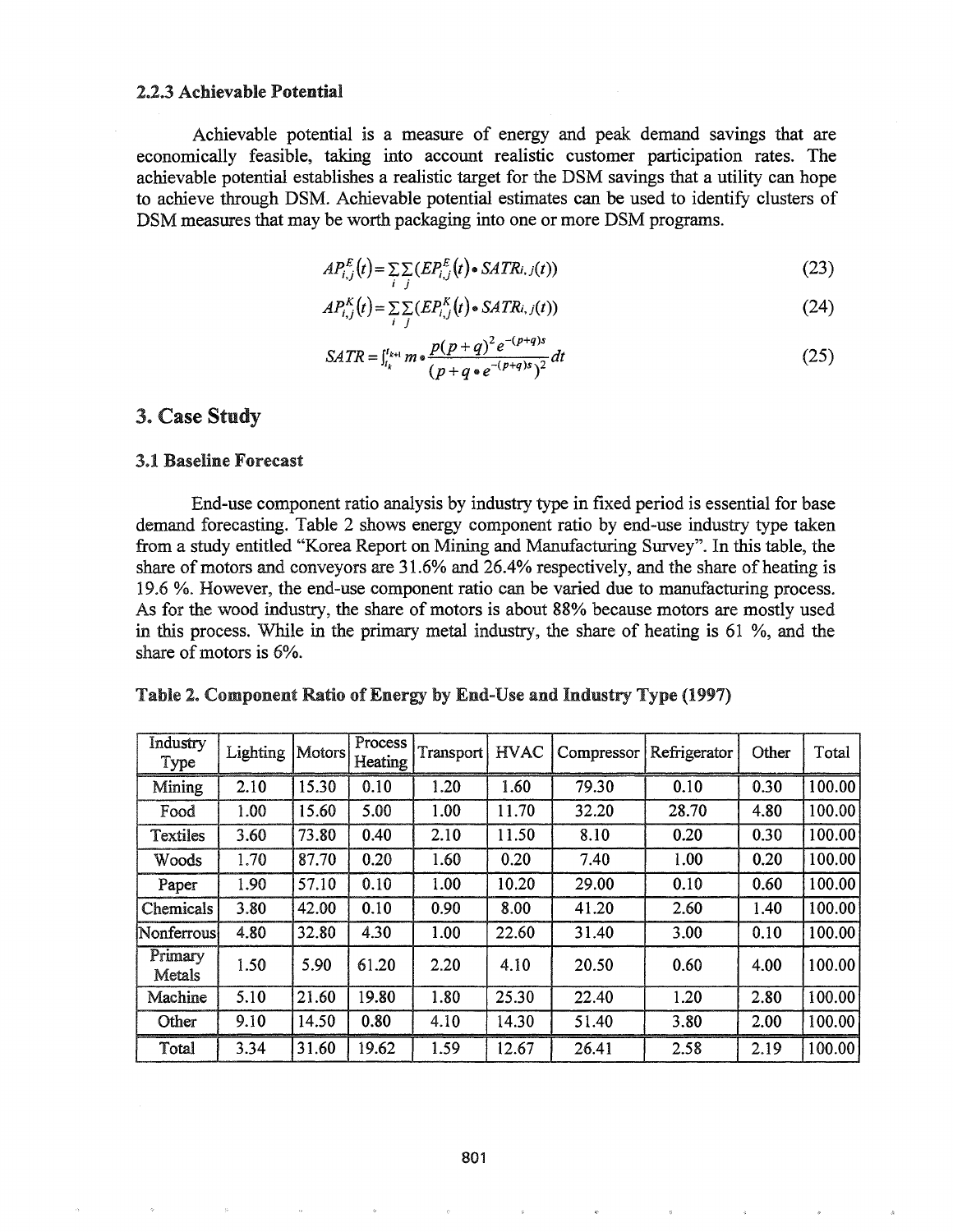### 2.2.3 Achievable Potential

Achievable potential is a measure of energy and peak demand savings that are economically feasible, taking into account realistic customer participation rates. The achievable potential establishes a realistic target for the DSM savings that a utility can hope to achieve through DSM. Achievable potential estimates can be used to identify clusters of DSM measures that may be worth packaging into one or more DSM programs.

$$AP_{i,j}^{E}(t) = \sum_{i}\sum_{j}(EP_{i,j}^{E}(t) \bullet SATR_{i,j}(t)) \tag{23}$$

$$AP_{i,j}^{K}(t) = \sum_{i}\sum_{j}(EP_{i,j}^{K}(t) \bullet SATR_{i,j}(t)) \tag{24}$$

$$SATR = \int_{t_k}^{t_{k+1}} m \bullet \frac{p(p+q)^2 e^{-(p+q)s}}{(p+q \bullet e^{-(p+q)s})^2} dt \tag{25}$$

## 3. Case Study

### 3.1 Baseline Forecast

End-use component ratio analysis by industry type in fixed period is essential for base demand forecasting. Table 2 shows energy component ratio by end-use industry type taken from a study entitled "Korea Report on Mining and Manufacturing Survey". In this table, the share of motors and conveyors are 31.6% and 26.4% respectively, and the share of heating is 19.6 %. However, the end-use component ratio can be varied due to manufacturing process. As for the wood industry, the share of motors is about 88% because motors are mostly used in this process. While in the primary metal industry, the share of heating is 61 %, and the share of motors is 6%.

**Table 2. Component Ratio of Energy by End-Use and Industry Type (1997)**

| Industry Type | Lighting | Motors | Process Heating | Transport | HVAC | Compressor | Refrigerator | Other | Total |
|---|---|---|---|---|---|---|---|---|---|
| Mining | 2.10 | 15.30 | 0.10 | 1.20 | 1.60 | 79.30 | 0.10 | 0.30 | 100.00 |
| Food | 1.00 | 15.60 | 5.00 | 1.00 | 11.70 | 32.20 | 28.70 | 4.80 | 100.00 |
| Textiles | 3.60 | 73.80 | 0.40 | 2.10 | 11.50 | 8.10 | 0.20 | 0.30 | 100.00 |
| Woods | 1.70 | 87.70 | 0.20 | 1.60 | 0.20 | 7.40 | 1.00 | 0.20 | 100.00 |
| Paper | 1.90 | 57.10 | 0.10 | 1.00 | 10.20 | 29.00 | 0.10 | 0.60 | 100.00 |
| Chemicals | 3.80 | 42.00 | 0.10 | 0.90 | 8.00 | 41.20 | 2.60 | 1.40 | 100.00 |
| Nonferrous | 4.80 | 32.80 | 4.30 | 1.00 | 22.60 | 31.40 | 3.00 | 0.10 | 100.00 |
| Primary Metals | 1.50 | 5.90 | 61.20 | 2.20 | 4.10 | 20.50 | 0.60 | 4.00 | 100.00 |
| Machine | 5.10 | 21.60 | 19.80 | 1.80 | 25.30 | 22.40 | 1.20 | 2.80 | 100.00 |
| Other | 9.10 | 14.50 | 0.80 | 4.10 | 14.30 | 51.40 | 3.80 | 2.00 | 100.00 |
| Total | 3.34 | 31.60 | 19.62 | 1.59 | 12.67 | 26.41 | 2.58 | 2.19 | 100.00 |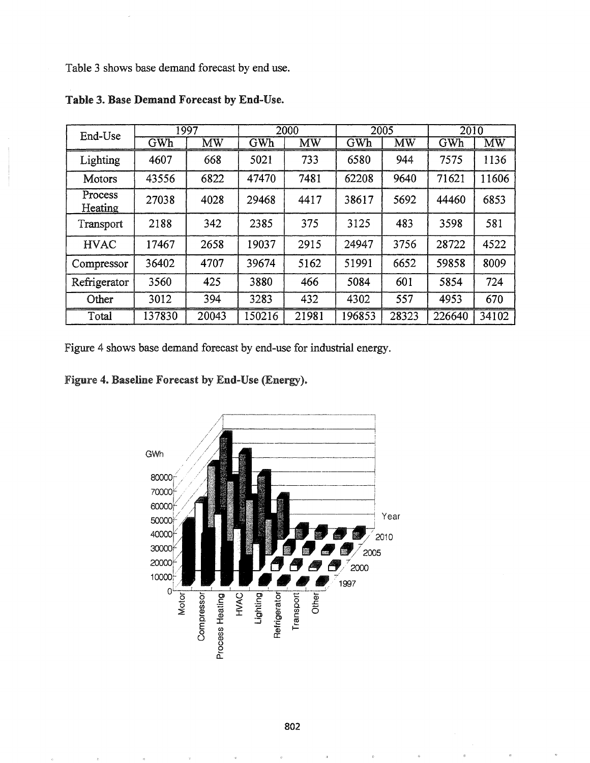Table 3 shows base demand forecast by end use.

**Table 3. Base Demand Forecast by End-Use.**

| End-Use | 1997 | | 2000 | | 2005 | | 2010 | |
|---|---|---|---|---|---|---|---|---|
| | GWh | MW | GWh | MW | GWh | MW | GWh | MW |
| Lighting | 4607 | 668 | 5021 | 733 | 6580 | 944 | 7575 | 1136 |
| Motors | 43556 | 6822 | 47470 | 7481 | 62208 | 9640 | 71621 | 11606 |
| Process Heating | 27038 | 4028 | 29468 | 4417 | 38617 | 5692 | 44460 | 6853 |
| Transport | 2188 | 342 | 2385 | 375 | 3125 | 483 | 3598 | 581 |
| HVAC | 17467 | 2658 | 19037 | 2915 | 24947 | 3756 | 28722 | 4522 |
| Compressor | 36402 | 4707 | 39674 | 5162 | 51991 | 6652 | 59858 | 8009 |
| Refrigerator | 3560 | 425 | 3880 | 466 | 5084 | 601 | 5854 | 724 |
| Other | 3012 | 394 | 3283 | 432 | 4302 | 557 | 4953 | 670 |
| Total | 137830 | 20043 | 150216 | 21981 | 196853 | 28323 | 226640 | 34102 |

Figure 4 shows base demand forecast by end-use for industrial energy.

**Figure 4. Baseline Forecast by End-Use (Energy).**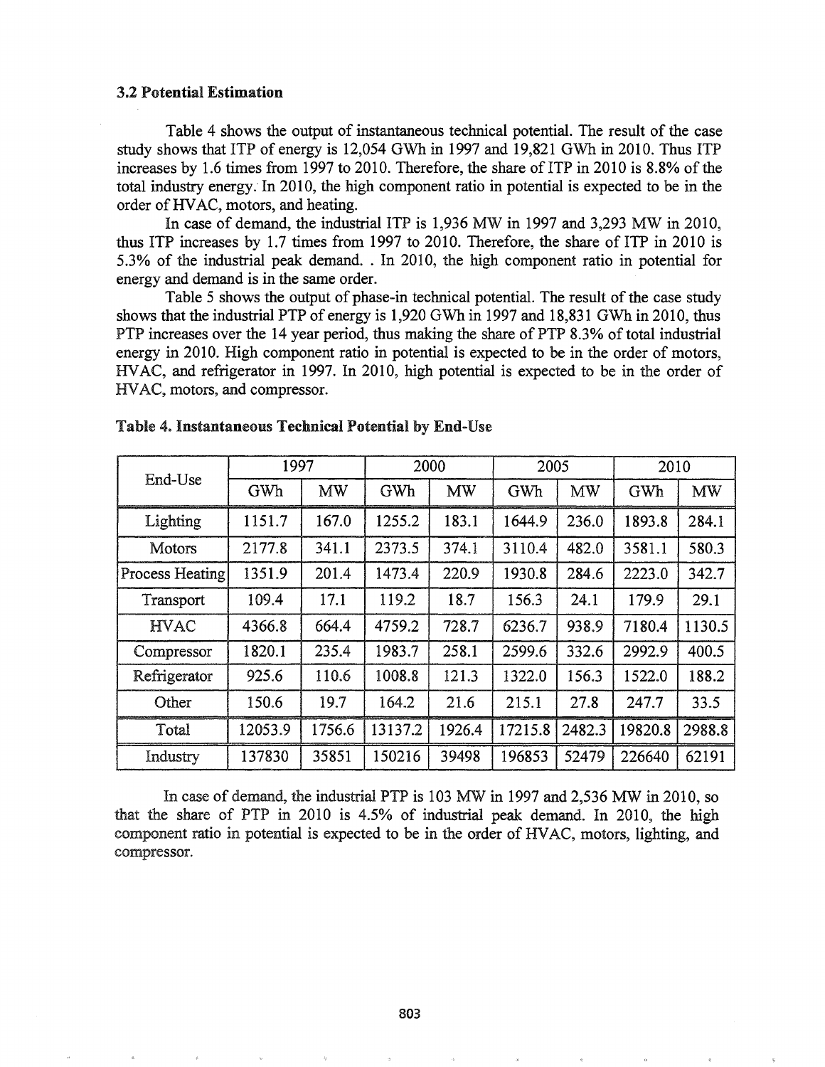### 3.2 Potential Estimation

Table 4 shows the output of instantaneous technical potential. The result of the case study shows that ITP of energy is 12,054 GWh in 1997 and 19,821 GWh in 2010. Thus ITP increases by 1.6 times from 1997 to 2010. Therefore, the share of ITP in 2010 is 8.8% of the total industry energy. In 2010, the high component ratio in potential is expected to be in the order of HVAC, motors, and heating.

In case of demand, the industrial ITP is 1,936 MW in 1997 and 3,293 MW in 2010, thus ITP increases by 1.7 times from 1997 to 2010. Therefore, the share of ITP in 2010 is 5.3% of the industrial peak demand. . In 2010, the high component ratio in potential for energy and demand is in the same order.

Table 5 shows the output of phase-in technical potential. The result of the case study shows that the industrial PTP of energy is 1,920 GWh in 1997 and 18,831 GWh in 2010, thus PTP increases over the 14 year period, thus making the share of PTP 8.3% of total industrial energy in 2010. High component ratio in potential is expected to be in the order of motors, HVAC, and refrigerator in 1997. In 2010, high potential is expected to be in the order of HVAC, motors, and compressor.

**Table 4. Instantaneous Technical Potential by End-Use**

| End-Use | 1997 | | 2000 | | 2005 | | 2010 | |
|---|---|---|---|---|---|---|---|---|
| | GWh | MW | GWh | MW | GWh | MW | GWh | MW |
| Lighting | 1151.7 | 167.0 | 1255.2 | 183.1 | 1644.9 | 236.0 | 1893.8 | 284.1 |
| Motors | 2177.8 | 341.1 | 2373.5 | 374.1 | 3110.4 | 482.0 | 3581.1 | 580.3 |
| Process Heating | 1351.9 | 201.4 | 1473.4 | 220.9 | 1930.8 | 284.6 | 2223.0 | 342.7 |
| Transport | 109.4 | 17.1 | 119.2 | 18.7 | 156.3 | 24.1 | 179.9 | 29.1 |
| HVAC | 4366.8 | 664.4 | 4759.2 | 728.7 | 6236.7 | 938.9 | 7180.4 | 1130.5 |
| Compressor | 1820.1 | 235.4 | 1983.7 | 258.1 | 2599.6 | 332.6 | 2992.9 | 400.5 |
| Refrigerator | 925.6 | 110.6 | 1008.8 | 121.3 | 1322.0 | 156.3 | 1522.0 | 188.2 |
| Other | 150.6 | 19.7 | 164.2 | 21.6 | 215.1 | 27.8 | 247.7 | 33.5 |
| Total | 12053.9 | 1756.6 | 13137.2 | 1926.4 | 17215.8 | 2482.3 | 19820.8 | 2988.8 |
| Industry | 137830 | 35851 | 150216 | 39498 | 196853 | 52479 | 226640 | 62191 |

In case of demand, the industrial PTP is 103 MW in 1997 and 2,536 MW in 2010, so that the share of PTP in 2010 is 4.5% of industrial peak demand. In 2010, the high component ratio in potential is expected to be in the order of HVAC, motors, lighting, and compressor.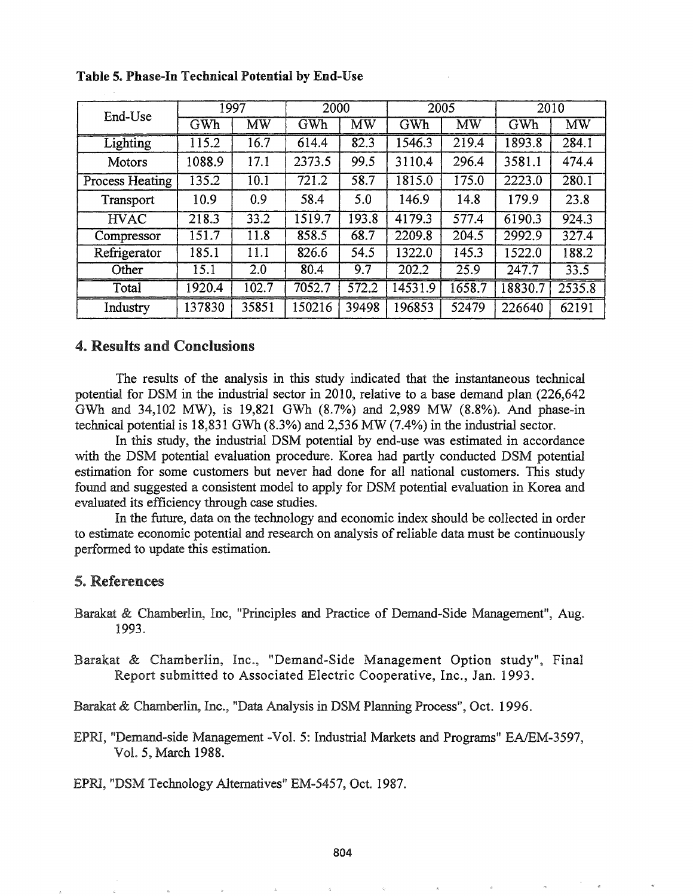**Table 5. Phase-In Technical Potential by End-Use**

| End-Use | 1997 | | 2000 | | 2005 | | 2010 | |
|---|---|---|---|---|---|---|---|---|
| | GWh | MW | GWh | MW | GWh | MW | GWh | MW |
| Lighting | 115.2 | 16.7 | 614.4 | 82.3 | 1546.3 | 219.4 | 1893.8 | 284.1 |
| Motors | 1088.9 | 17.1 | 2373.5 | 99.5 | 3110.4 | 296.4 | 3581.1 | 474.4 |
| Process Heating | 135.2 | 10.1 | 721.2 | 58.7 | 1815.0 | 175.0 | 2223.0 | 280.1 |
| Transport | 10.9 | 0.9 | 58.4 | 5.0 | 146.9 | 14.8 | 179.9 | 23.8 |
| HVAC | 218.3 | 33.2 | 1519.7 | 193.8 | 4179.3 | 577.4 | 6190.3 | 924.3 |
| Compressor | 151.7 | 11.8 | 858.5 | 68.7 | 2209.8 | 204.5 | 2992.9 | 327.4 |
| Refrigerator | 185.1 | 11.1 | 826.6 | 54.5 | 1322.0 | 145.3 | 1522.0 | 188.2 |
| Other | 15.1 | 2.0 | 80.4 | 9.7 | 202.2 | 25.9 | 247.7 | 33.5 |
| Total | 1920.4 | 102.7 | 7052.7 | 572.2 | 14531.9 | 1658.7 | 18830.7 | 2535.8 |
| Industry | 137830 | 35851 | 150216 | 39498 | 196853 | 52479 | 226640 | 62191 |

## 4. Results and Conclusions

The results of the analysis in this study indicated that the instantaneous technical potential for DSM in the industrial sector in 2010, relative to a base demand plan (226,642 GWh and 34,102 MW), is 19,821 GWh (8.7%) and 2,989 MW (8.8%). And phase-in technical potential is 18,831 GWh (8.3%) and 2,536 MW (7.4%) in the industrial sector.

In this study, the industrial DSM potential by end-use was estimated in accordance with the DSM potential evaluation procedure. Korea had partly conducted DSM potential estimation for some customers but never had done for all national customers. This study found and suggested a consistent model to apply for DSM potential evaluation in Korea and evaluated its efficiency through case studies.

In the future, data on the technology and economic index should be collected in order to estimate economic potential and research on analysis of reliable data must be continuously performed to update this estimation.

## 5. References

Barakat & Chamberlin, Inc, "Principles and Practice of Demand-Side Management", Aug. 1993.

Barakat & Chamberlin, Inc., "Demand-Side Management Option study", Final Report submitted to Associated Electric Cooperative, Inc., Jan. 1993.

Barakat & Chamberlin, Inc., "Data Analysis in DSM Planning Process", Oct. 1996.

EPRI, "Demand-side Management -Vol. 5: Industrial Markets and Programs" EA/EM-3597, Vol. 5, March 1988.

EPRI, "DSM Technology Alternatives" EM-5457, Oct. 1987.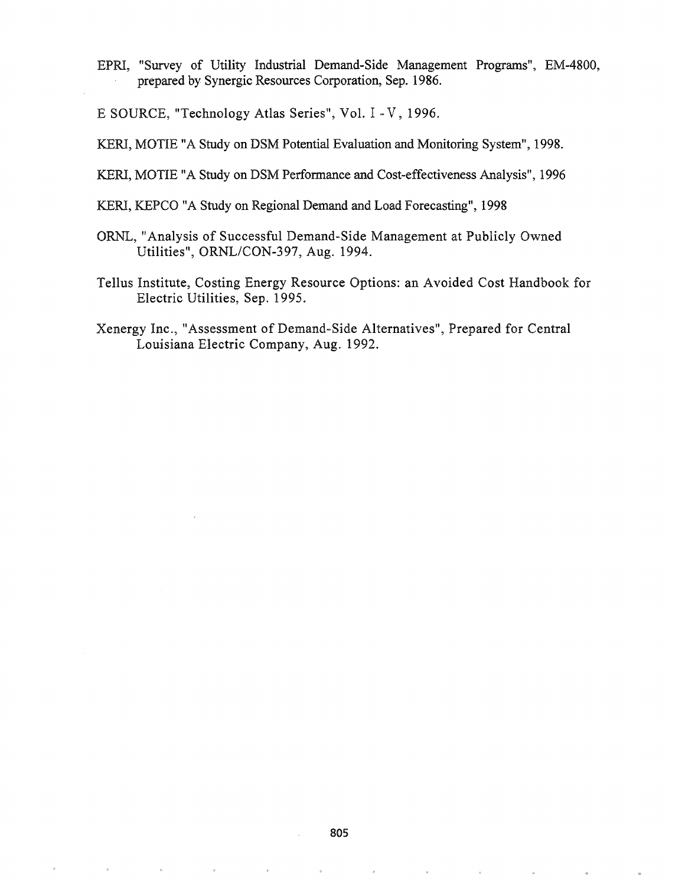EPRI, "Survey of Utility Industrial Demand-Side Management Programs", EM-4800, prepared by Synergic Resources Corporation, Sep. 1986.

E SOURCE, "Technology Atlas Series", Vol. I - V, 1996.

KERI, MOTIE "A Study on DSM Potential Evaluation and Monitoring System", 1998.

KERI, MOTIE "A Study on DSM Performance and Cost-effectiveness Analysis", 1996

KERI, KEPCO "A Study on Regional Demand and Load Forecasting", 1998

ORNL, "Analysis of Successful Demand-Side Management at Publicly Owned Utilities", ORNL/CON-397, Aug. 1994.

Tellus Institute, Costing Energy Resource Options: an Avoided Cost Handbook for Electric Utilities, Sep. 1995.

Xenergy Inc., "Assessment of Demand-Side Alternatives", Prepared for Central Louisiana Electric Company, Aug. 1992.